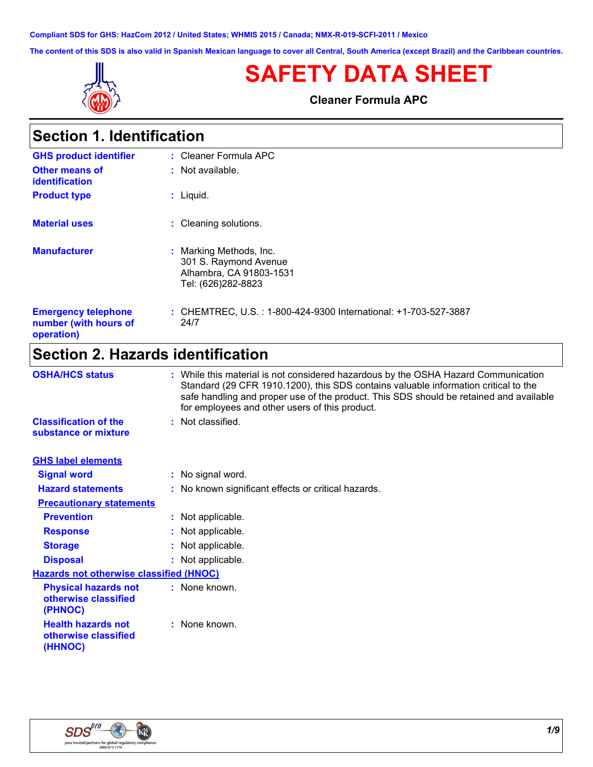Compliant SDS for GHS: HazCom 2012 / United States; WHMIS 2015 / Canada; NMX-R-019-SCFI-2011 / Mexico

The content of this SDS is also valid in Spanish Mexican language to cover all Central, South America (except Brazil) and the Caribbean countries.

# SAFETY DATA SHEET

**Cleaner Formula APC**

## Section 1. Identification

**GHS product identifier** : Cleaner Formula APC

**Other means of identification** : Not available.

**Product type** : Liquid.

**Material uses** : Cleaning solutions.

**Manufacturer** : Marking Methods, Inc.
301 S. Raymond Avenue
Alhambra, CA 91803-1531
Tel: (626)282-8823

**Emergency telephone number (with hours of operation)** : CHEMTREC, U.S. : 1-800-424-9300 International: +1-703-527-3887 24/7

## Section 2. Hazards identification

**OSHA/HCS status** : While this material is not considered hazardous by the OSHA Hazard Communication Standard (29 CFR 1910.1200), this SDS contains valuable information critical to the safe handling and proper use of the product. This SDS should be retained and available for employees and other users of this product.

**Classification of the substance or mixture** : Not classified.

**GHS label elements**

**Signal word** : No signal word.

**Hazard statements** : No known significant effects or critical hazards.

**Precautionary statements**

**Prevention** : Not applicable.

**Response** : Not applicable.

**Storage** : Not applicable.

**Disposal** : Not applicable.

**Hazards not otherwise classified (HNOC)**

**Physical hazards not otherwise classified (PHNOC)** : None known.

**Health hazards not otherwise classified (HHNOC)** : None known.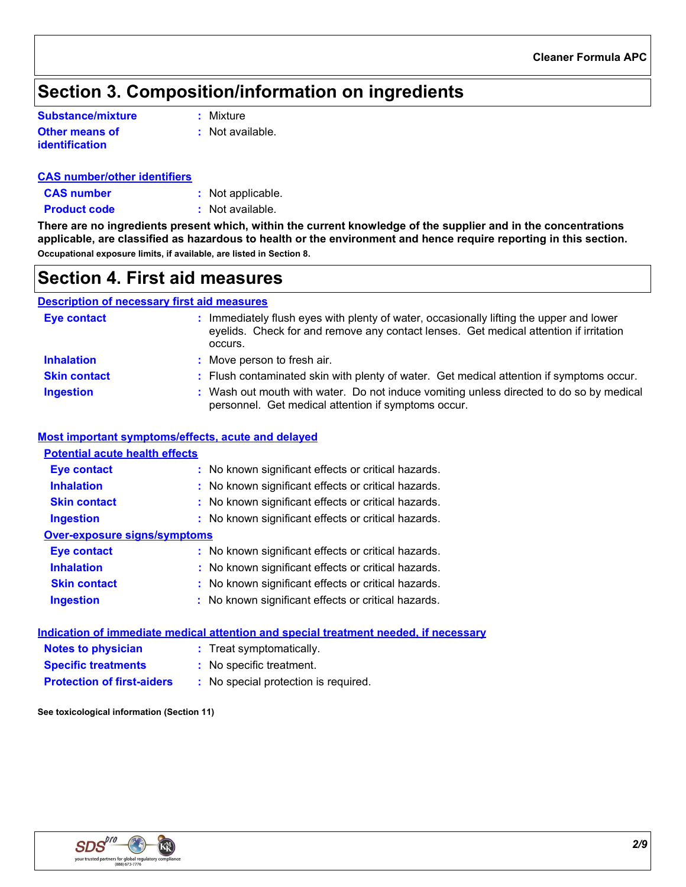## Section 3. Composition/information on ingredients

**Substance/mixture** : Mixture

**Other means of identification** : Not available.

**CAS number/other identifiers**

**CAS number** : Not applicable.

**Product code** : Not available.

**There are no ingredients present which, within the current knowledge of the supplier and in the concentrations applicable, are classified as hazardous to health or the environment and hence require reporting in this section.**

**Occupational exposure limits, if available, are listed in Section 8.**

## Section 4. First aid measures

**Description of necessary first aid measures**

**Eye contact** : Immediately flush eyes with plenty of water, occasionally lifting the upper and lower eyelids. Check for and remove any contact lenses. Get medical attention if irritation occurs.

**Inhalation** : Move person to fresh air.

**Skin contact** : Flush contaminated skin with plenty of water. Get medical attention if symptoms occur.

**Ingestion** : Wash out mouth with water. Do not induce vomiting unless directed to do so by medical personnel. Get medical attention if symptoms occur.

**Most important symptoms/effects, acute and delayed**

**Potential acute health effects**

**Eye contact** : No known significant effects or critical hazards.

**Inhalation** : No known significant effects or critical hazards.

**Skin contact** : No known significant effects or critical hazards.

**Ingestion** : No known significant effects or critical hazards.

**Over-exposure signs/symptoms**

**Eye contact** : No known significant effects or critical hazards.

**Inhalation** : No known significant effects or critical hazards.

**Skin contact** : No known significant effects or critical hazards.

**Ingestion** : No known significant effects or critical hazards.

**Indication of immediate medical attention and special treatment needed, if necessary**

**Notes to physician** : Treat symptomatically.

**Specific treatments** : No specific treatment.

**Protection of first-aiders** : No special protection is required.

**See toxicological information (Section 11)**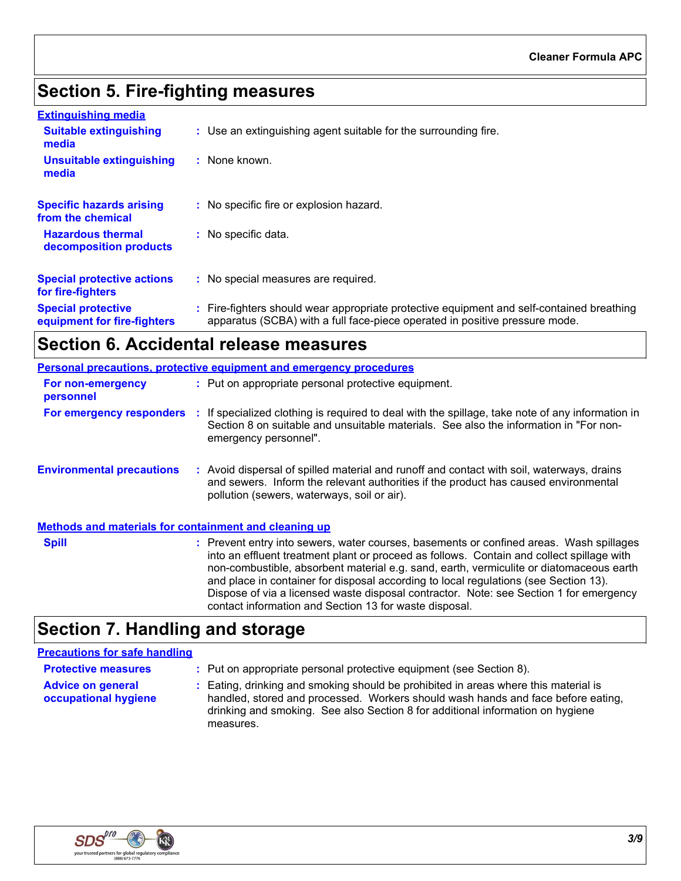## Section 5. Fire-fighting measures

**Extinguishing media**

**Suitable extinguishing media** : Use an extinguishing agent suitable for the surrounding fire.

**Unsuitable extinguishing media** : None known.

**Specific hazards arising from the chemical** : No specific fire or explosion hazard.

**Hazardous thermal decomposition products** : No specific data.

**Special protective actions for fire-fighters** : No special measures are required.

**Special protective equipment for fire-fighters** : Fire-fighters should wear appropriate protective equipment and self-contained breathing apparatus (SCBA) with a full face-piece operated in positive pressure mode.

## Section 6. Accidental release measures

**Personal precautions, protective equipment and emergency procedures**

**For non-emergency personnel** : Put on appropriate personal protective equipment.

**For emergency responders** : If specialized clothing is required to deal with the spillage, take note of any information in Section 8 on suitable and unsuitable materials. See also the information in "For non-emergency personnel".

**Environmental precautions** : Avoid dispersal of spilled material and runoff and contact with soil, waterways, drains and sewers. Inform the relevant authorities if the product has caused environmental pollution (sewers, waterways, soil or air).

**Methods and materials for containment and cleaning up**

**Spill** : Prevent entry into sewers, water courses, basements or confined areas. Wash spillages into an effluent treatment plant or proceed as follows. Contain and collect spillage with non-combustible, absorbent material e.g. sand, earth, vermiculite or diatomaceous earth and place in container for disposal according to local regulations (see Section 13). Dispose of via a licensed waste disposal contractor. Note: see Section 1 for emergency contact information and Section 13 for waste disposal.

## Section 7. Handling and storage

**Precautions for safe handling**

**Protective measures** : Put on appropriate personal protective equipment (see Section 8).

**Advice on general occupational hygiene** : Eating, drinking and smoking should be prohibited in areas where this material is handled, stored and processed. Workers should wash hands and face before eating, drinking and smoking. See also Section 8 for additional information on hygiene measures.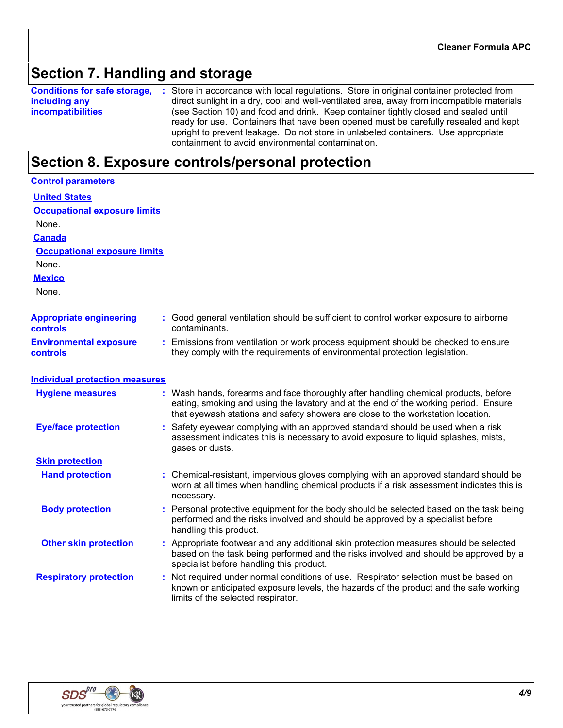## Section 7. Handling and storage

**Conditions for safe storage, including any incompatibilities** : Store in accordance with local regulations. Store in original container protected from direct sunlight in a dry, cool and well-ventilated area, away from incompatible materials (see Section 10) and food and drink. Keep container tightly closed and sealed until ready for use. Containers that have been opened must be carefully resealed and kept upright to prevent leakage. Do not store in unlabeled containers. Use appropriate containment to avoid environmental contamination.

## Section 8. Exposure controls/personal protection

**Control parameters**

**United States**

**Occupational exposure limits**

None.

**Canada**

**Occupational exposure limits**

None.

**Mexico**

None.

**Appropriate engineering controls** : Good general ventilation should be sufficient to control worker exposure to airborne contaminants.

**Environmental exposure controls** : Emissions from ventilation or work process equipment should be checked to ensure they comply with the requirements of environmental protection legislation.

**Individual protection measures**

**Hygiene measures** : Wash hands, forearms and face thoroughly after handling chemical products, before eating, smoking and using the lavatory and at the end of the working period. Ensure that eyewash stations and safety showers are close to the workstation location.

**Eye/face protection** : Safety eyewear complying with an approved standard should be used when a risk assessment indicates this is necessary to avoid exposure to liquid splashes, mists, gases or dusts.

**Skin protection**

**Hand protection** : Chemical-resistant, impervious gloves complying with an approved standard should be worn at all times when handling chemical products if a risk assessment indicates this is necessary.

**Body protection** : Personal protective equipment for the body should be selected based on the task being performed and the risks involved and should be approved by a specialist before handling this product.

**Other skin protection** : Appropriate footwear and any additional skin protection measures should be selected based on the task being performed and the risks involved and should be approved by a specialist before handling this product.

**Respiratory protection** : Not required under normal conditions of use. Respirator selection must be based on known or anticipated exposure levels, the hazards of the product and the safe working limits of the selected respirator.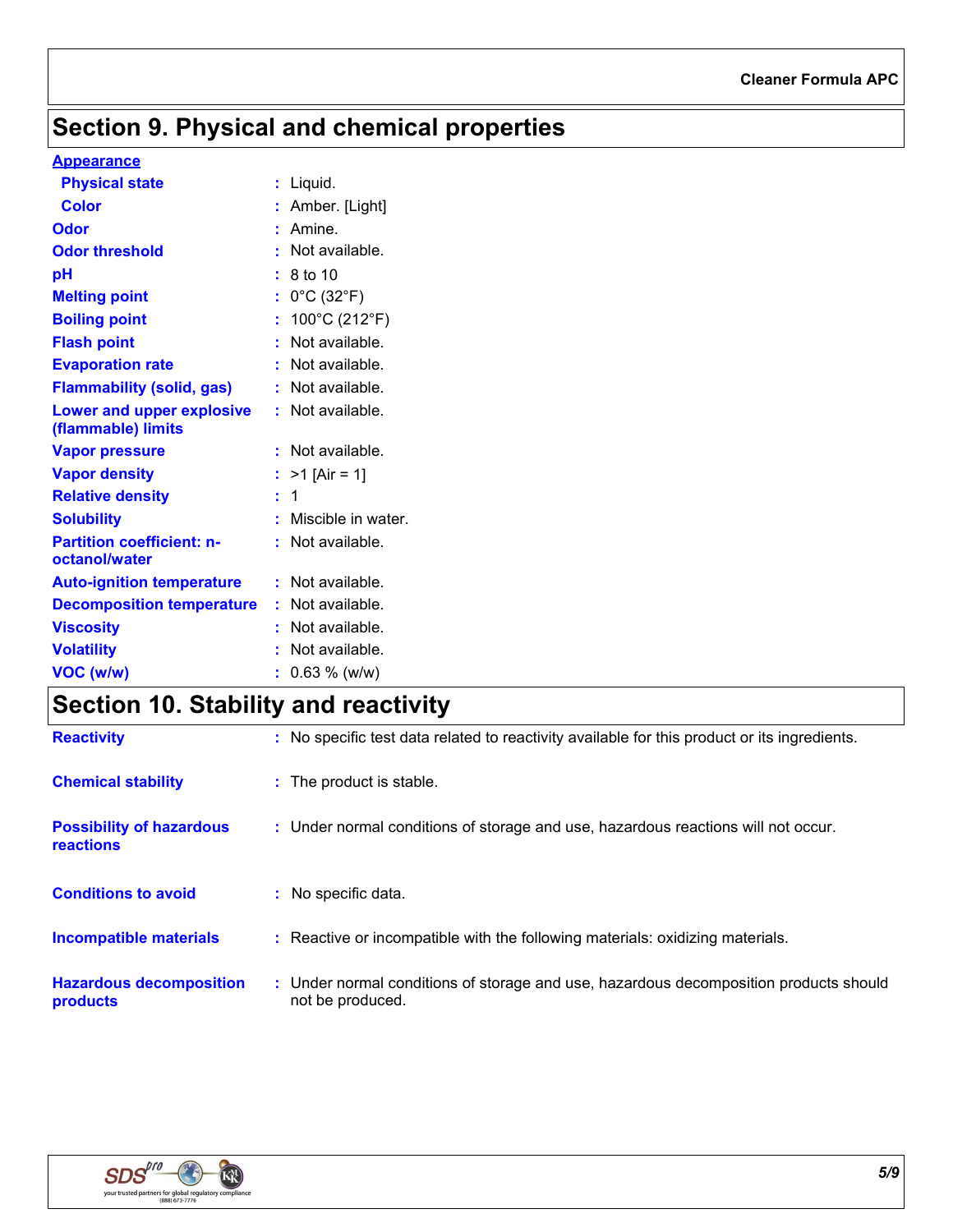# Section 9. Physical and chemical properties

**Appearance**

| Property | Value |
|---|---|
| Physical state | Liquid. |
| Color | Amber. [Light] |
| Odor | Amine. |
| Odor threshold | Not available. |
| pH | 8 to 10 |
| Melting point | 0°C (32°F) |
| Boiling point | 100°C (212°F) |
| Flash point | Not available. |
| Evaporation rate | Not available. |
| Flammability (solid, gas) | Not available. |
| Lower and upper explosive (flammable) limits | Not available. |
| Vapor pressure | Not available. |
| Vapor density | >1 [Air = 1] |
| Relative density | 1 |
| Solubility | Miscible in water. |
| Partition coefficient: n-octanol/water | Not available. |
| Auto-ignition temperature | Not available. |
| Decomposition temperature | Not available. |
| Viscosity | Not available. |
| Volatility | Not available. |
| VOC (w/w) | 0.63 % (w/w) |

# Section 10. Stability and reactivity

| Property | Value |
|---|---|
| Reactivity | No specific test data related to reactivity available for this product or its ingredients. |
| Chemical stability | The product is stable. |
| Possibility of hazardous reactions | Under normal conditions of storage and use, hazardous reactions will not occur. |
| Conditions to avoid | No specific data. |
| Incompatible materials | Reactive or incompatible with the following materials: oxidizing materials. |
| Hazardous decomposition products | Under normal conditions of storage and use, hazardous decomposition products should not be produced. |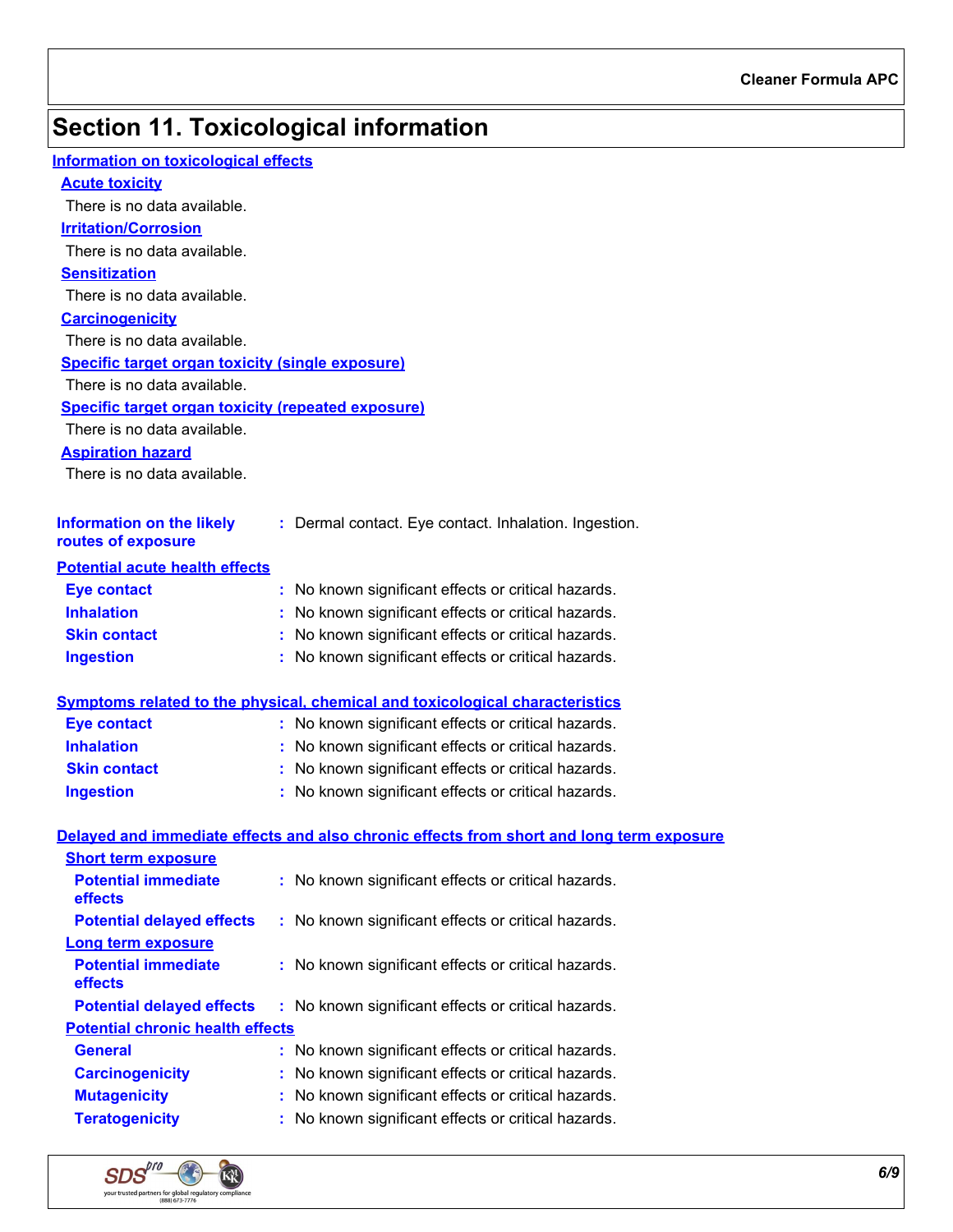## Section 11. Toxicological information

### Information on toxicological effects

#### Acute toxicity

There is no data available.

#### Irritation/Corrosion

There is no data available.

#### Sensitization

There is no data available.

#### Carcinogenicity

There is no data available.

#### Specific target organ toxicity (single exposure)

There is no data available.

#### Specific target organ toxicity (repeated exposure)

There is no data available.

#### Aspiration hazard

There is no data available.

**Information on the likely routes of exposure** : Dermal contact. Eye contact. Inhalation. Ingestion.

### Potential acute health effects

**Eye contact** : No known significant effects or critical hazards.

**Inhalation** : No known significant effects or critical hazards.

**Skin contact** : No known significant effects or critical hazards.

**Ingestion** : No known significant effects or critical hazards.

### Symptoms related to the physical, chemical and toxicological characteristics

**Eye contact** : No known significant effects or critical hazards.

**Inhalation** : No known significant effects or critical hazards.

**Skin contact** : No known significant effects or critical hazards.

**Ingestion** : No known significant effects or critical hazards.

### Delayed and immediate effects and also chronic effects from short and long term exposure

#### Short term exposure

**Potential immediate effects** : No known significant effects or critical hazards.

**Potential delayed effects** : No known significant effects or critical hazards.

#### Long term exposure

**Potential immediate effects** : No known significant effects or critical hazards.

**Potential delayed effects** : No known significant effects or critical hazards.

#### Potential chronic health effects

**General** : No known significant effects or critical hazards.

**Carcinogenicity** : No known significant effects or critical hazards.

**Mutagenicity** : No known significant effects or critical hazards.

**Teratogenicity** : No known significant effects or critical hazards.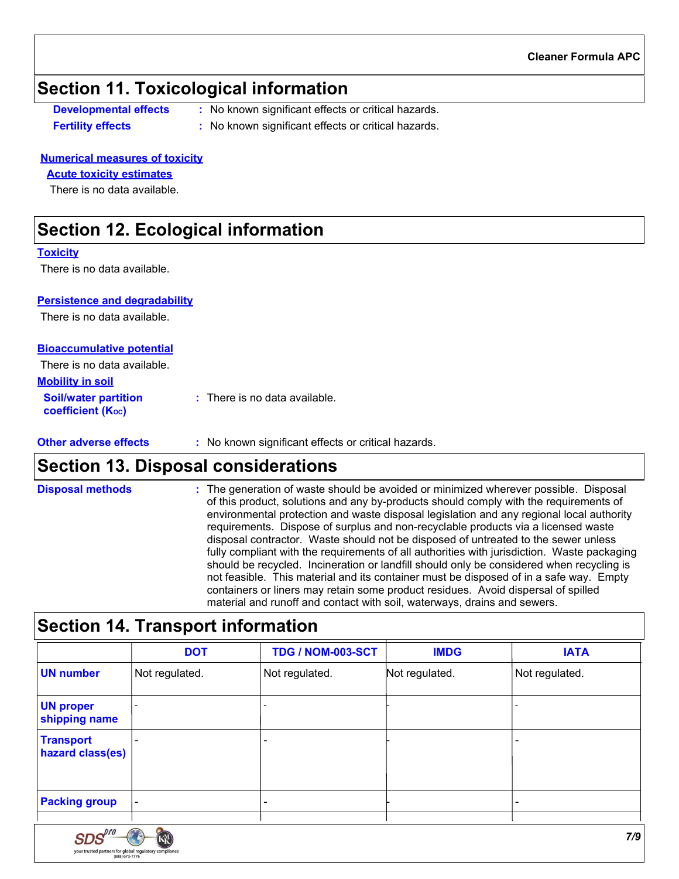# Section 11. Toxicological information

**Developmental effects** : No known significant effects or critical hazards.

**Fertility effects** : No known significant effects or critical hazards.

**Numerical measures of toxicity**

**Acute toxicity estimates**

There is no data available.

# Section 12. Ecological information

**Toxicity**

There is no data available.

**Persistence and degradability**

There is no data available.

**Bioaccumulative potential**

There is no data available.

**Mobility in soil**

**Soil/water partition coefficient ($K_{OC}$)** : There is no data available.

**Other adverse effects** : No known significant effects or critical hazards.

# Section 13. Disposal considerations

**Disposal methods** : The generation of waste should be avoided or minimized wherever possible. Disposal of this product, solutions and any by-products should comply with the requirements of environmental protection and waste disposal legislation and any regional local authority requirements. Dispose of surplus and non-recyclable products via a licensed waste disposal contractor. Waste should not be disposed of untreated to the sewer unless fully compliant with the requirements of all authorities with jurisdiction. Waste packaging should be recycled. Incineration or landfill should only be considered when recycling is not feasible. This material and its container must be disposed of in a safe way. Empty containers or liners may retain some product residues. Avoid dispersal of spilled material and runoff and contact with soil, waterways, drains and sewers.

# Section 14. Transport information

| | DOT | TDG / NOM-003-SCT | IMDG | IATA |
|---|---|---|---|---|
| **UN number** | Not regulated. | Not regulated. | Not regulated. | Not regulated. |
| **UN proper shipping name** | - | - | - | - |
| **Transport hazard class(es)** | - | - | - | - |
| **Packing group** | - | - | - | - |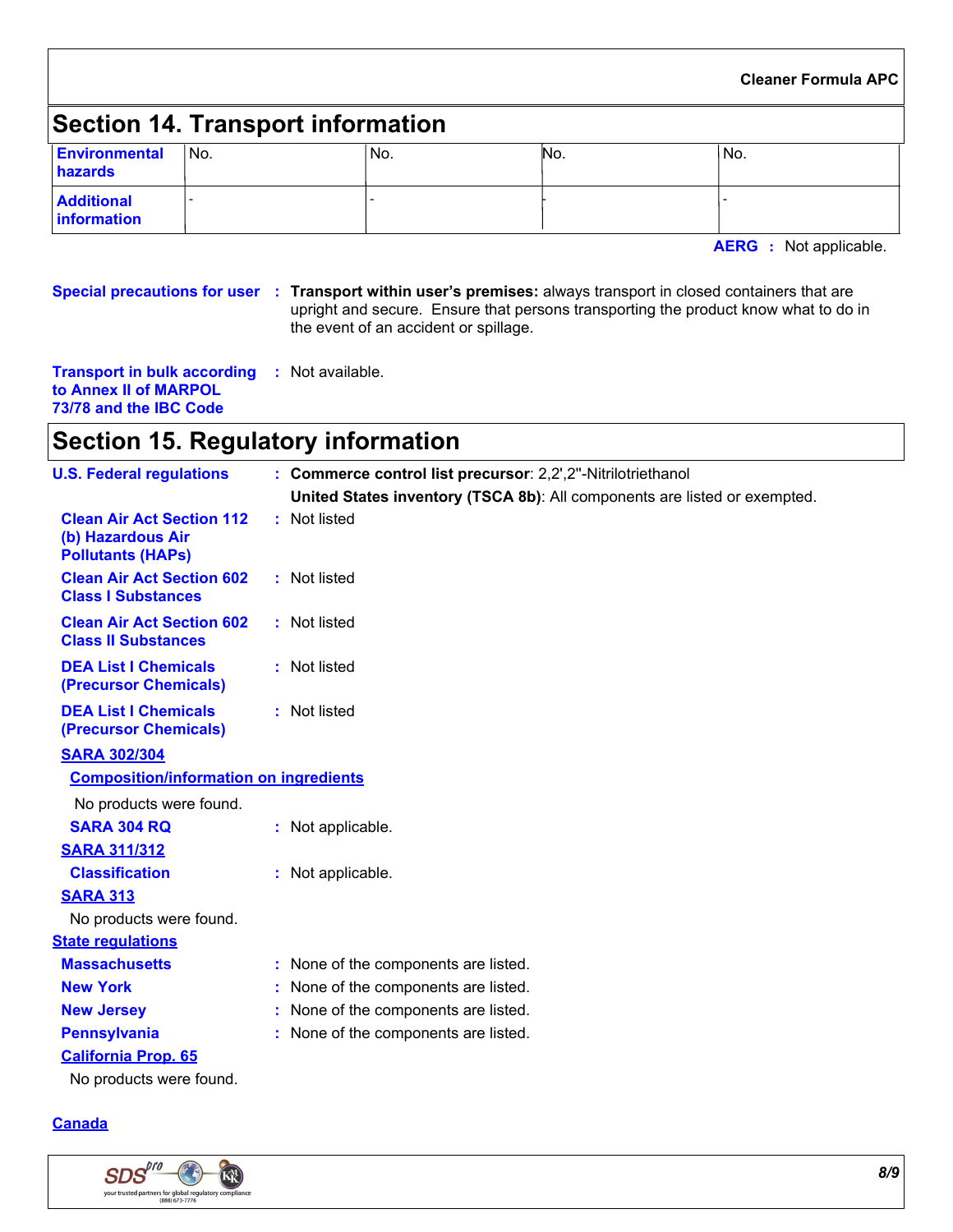## Section 14. Transport information

| | | | | |
|---|---|---|---|---|
| **Environmental hazards** | No. | No. | No. | No. |
| **Additional information** | - | - | - | - |

**AERG** : Not applicable.

**Special precautions for user** : **Transport within user's premises:** always transport in closed containers that are upright and secure. Ensure that persons transporting the product know what to do in the event of an accident or spillage.

**Transport in bulk according to Annex II of MARPOL 73/78 and the IBC Code** : Not available.

## Section 15. Regulatory information

**U.S. Federal regulations** : **Commerce control list precursor**: 2,2',2"-Nitrilotriethanol

**United States inventory (TSCA 8b)**: All components are listed or exempted.

**Clean Air Act Section 112 (b) Hazardous Air Pollutants (HAPs)** : Not listed

**Clean Air Act Section 602 Class I Substances** : Not listed

**Clean Air Act Section 602 Class II Substances** : Not listed

**DEA List I Chemicals (Precursor Chemicals)** : Not listed

**DEA List I Chemicals (Precursor Chemicals)** : Not listed

**SARA 302/304**

**Composition/information on ingredients**

No products were found.

**SARA 304 RQ** : Not applicable.

**SARA 311/312**

**Classification** : Not applicable.

**SARA 313**

No products were found.

**State regulations**

**Massachusetts** : None of the components are listed.

**New York** : None of the components are listed.

**New Jersey** : None of the components are listed.

**Pennsylvania** : None of the components are listed.

**California Prop. 65**

No products were found.

**Canada**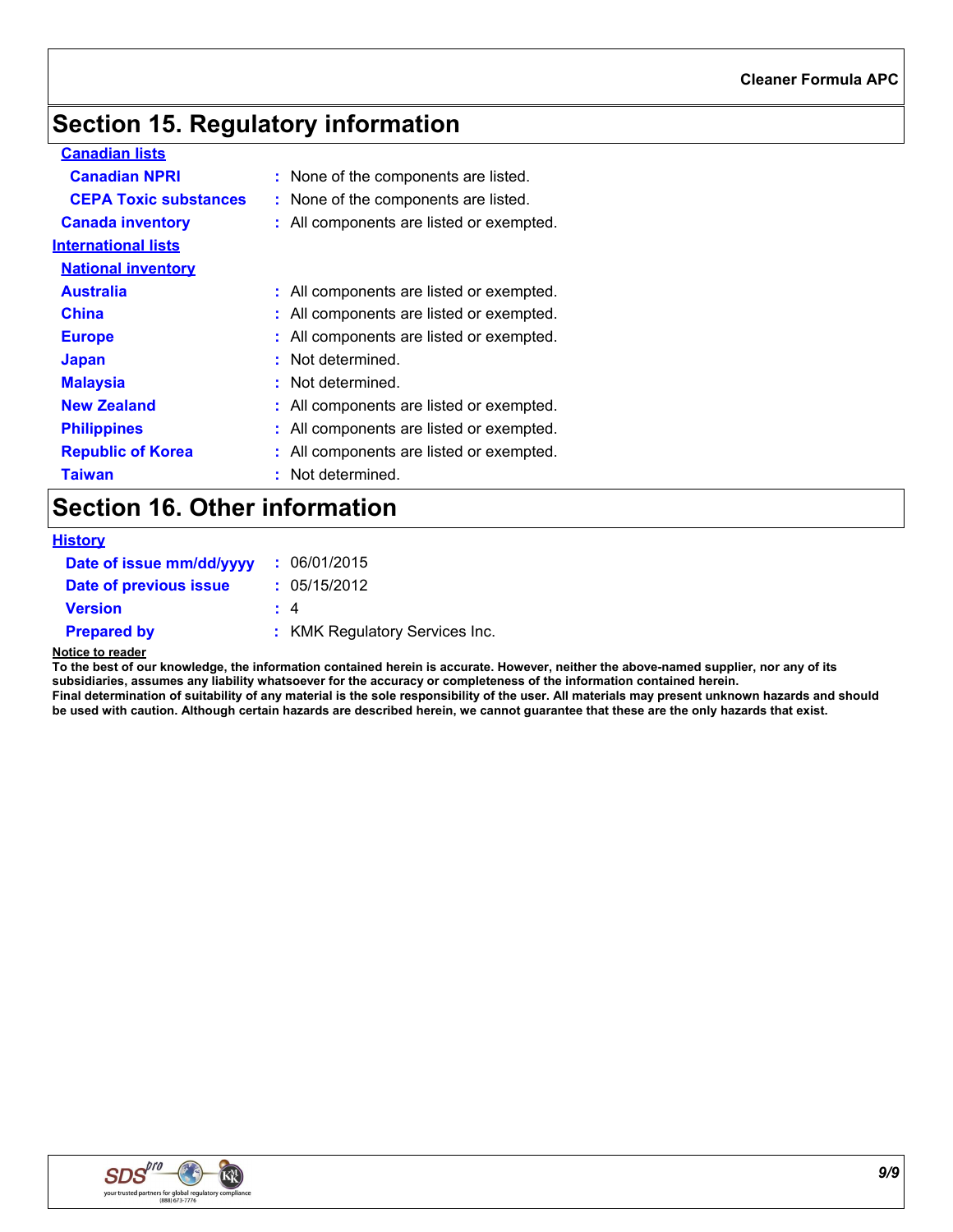## Section 15. Regulatory information

**Canadian lists**

| | |
|---|---|
| **Canadian NPRI** | : None of the components are listed. |
| **CEPA Toxic substances** | : None of the components are listed. |
| **Canada inventory** | : All components are listed or exempted. |

**International lists**

**National inventory**

| | |
|---|---|
| **Australia** | : All components are listed or exempted. |
| **China** | : All components are listed or exempted. |
| **Europe** | : All components are listed or exempted. |
| **Japan** | : Not determined. |
| **Malaysia** | : Not determined. |
| **New Zealand** | : All components are listed or exempted. |
| **Philippines** | : All components are listed or exempted. |
| **Republic of Korea** | : All components are listed or exempted. |
| **Taiwan** | : Not determined. |

## Section 16. Other information

**History**

| | |
|---|---|
| **Date of issue mm/dd/yyyy** | : 06/01/2015 |
| **Date of previous issue** | : 05/15/2012 |
| **Version** | : 4 |
| **Prepared by** | : KMK Regulatory Services Inc. |

**Notice to reader**

**To the best of our knowledge, the information contained herein is accurate. However, neither the above-named supplier, nor any of its subsidiaries, assumes any liability whatsoever for the accuracy or completeness of the information contained herein.**
**Final determination of suitability of any material is the sole responsibility of the user. All materials may present unknown hazards and should be used with caution. Although certain hazards are described herein, we cannot guarantee that these are the only hazards that exist.**